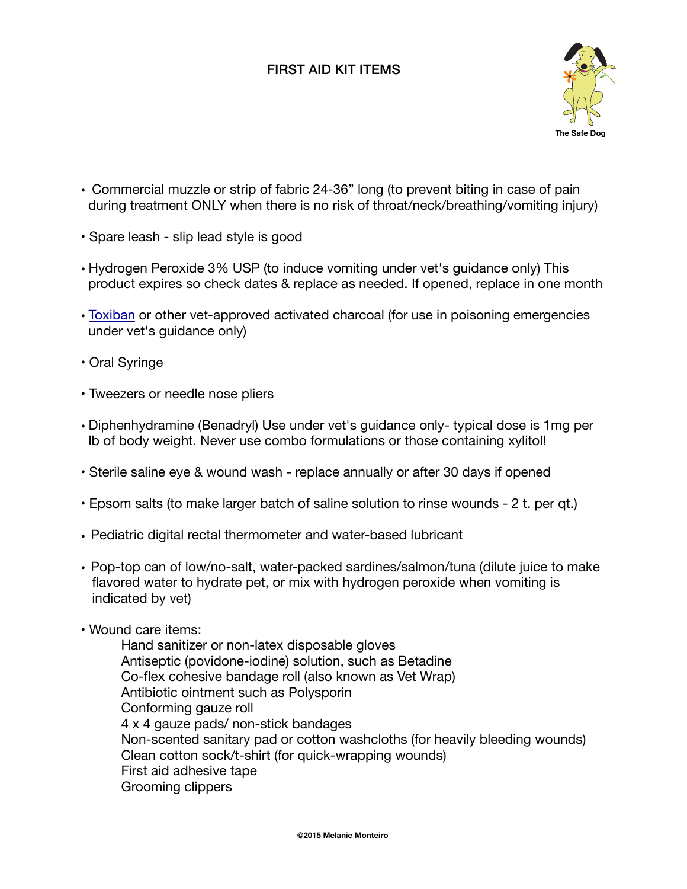# FIRST AID KIT ITEMS

The Safe Dog

- Commercial muzzle or strip of fabric 24-36" long (to prevent biting in case of pain during treatment ONLY when there is no risk of throat/neck/breathing/vomiting injury)

- Spare leash - slip lead style is good

- Hydrogen Peroxide 3% USP (to induce vomiting under vet's guidance only) This product expires so check dates & replace as needed. If opened, replace in one month

- Toxiban or other vet-approved activated charcoal (for use in poisoning emergencies under vet's guidance only)

- Oral Syringe

- Tweezers or needle nose pliers

- Diphenhydramine (Benadryl) Use under vet's guidance only- typical dose is 1mg per lb of body weight. Never use combo formulations or those containing xylitol!

- Sterile saline eye & wound wash - replace annually or after 30 days if opened

- Epsom salts (to make larger batch of saline solution to rinse wounds - 2 t. per qt.)

- Pediatric digital rectal thermometer and water-based lubricant

- Pop-top can of low/no-salt, water-packed sardines/salmon/tuna (dilute juice to make flavored water to hydrate pet, or mix with hydrogen peroxide when vomiting is indicated by vet)

- Wound care items:
  - Hand sanitizer or non-latex disposable gloves
  - Antiseptic (povidone-iodine) solution, such as Betadine
  - Co-flex cohesive bandage roll (also known as Vet Wrap)
  - Antibiotic ointment such as Polysporin
  - Conforming gauze roll
  - 4 x 4 gauze pads/ non-stick bandages
  - Non-scented sanitary pad or cotton washcloths (for heavily bleeding wounds)
  - Clean cotton sock/t-shirt (for quick-wrapping wounds)
  - First aid adhesive tape
  - Grooming clippers

@2015 Melanie Monteiro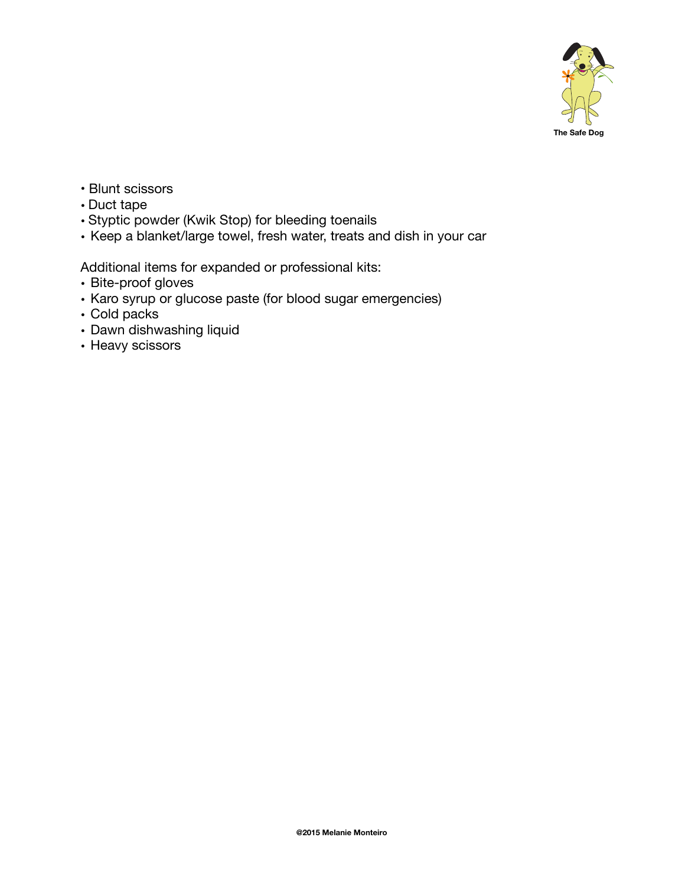- Blunt scissors
- Duct tape
- Styptic powder (Kwik Stop) for bleeding toenails
- Keep a blanket/large towel, fresh water, treats and dish in your car

Additional items for expanded or professional kits:

- Bite-proof gloves
- Karo syrup or glucose paste (for blood sugar emergencies)
- Cold packs
- Dawn dishwashing liquid
- Heavy scissors